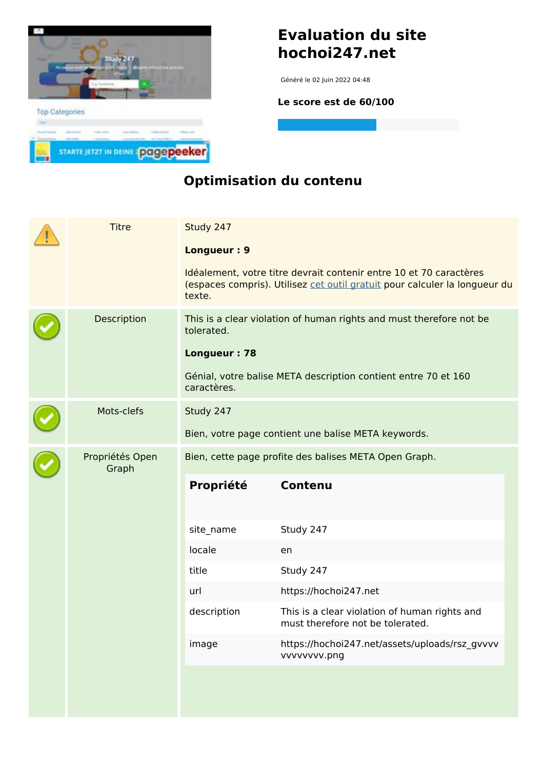# Evaluation du site hochoi247.net

Généré le 02 Juin 2022 04:48

**Le score est de 60/100**

## Optimisation du contenu

| | | |
|---|---|---|
| ⚠ | Titre | Study 247<br><br>**Longueur : 9**<br><br>Idéalement, votre titre devrait contenir entre 10 et 70 caractères (espaces compris). Utilisez cet outil gratuit pour calculer la longueur du texte. |
| ✔ | Description | This is a clear violation of human rights and must therefore not be tolerated.<br><br>**Longueur : 78**<br><br>Génial, votre balise META description contient entre 70 et 160 caractères. |
| ✔ | Mots-clefs | Study 247<br><br>Bien, votre page contient une balise META keywords. |
| ✔ | Propriétés Open Graph | Bien, cette page profite des balises META Open Graph. |

| Propriété | Contenu |
|---|---|
| site_name | Study 247 |
| locale | en |
| title | Study 247 |
| url | https://hochoi247.net |
| description | This is a clear violation of human rights and must therefore not be tolerated. |
| image | https://hochoi247.net/assets/uploads/rsz_gvvvvvvvvvvvv.png |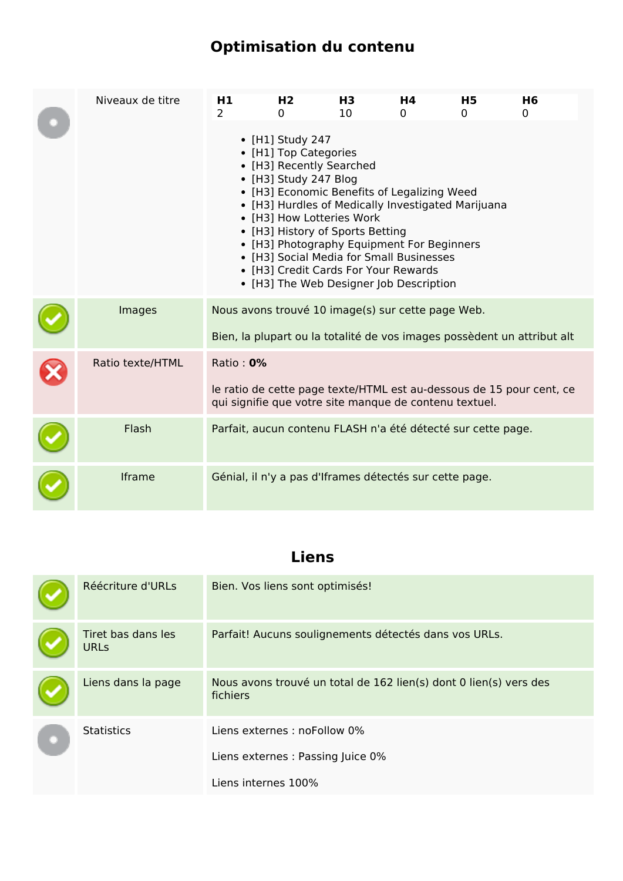## Optimisation du contenu

| | | |
|---|---|---|
| | Niveaux de titre | **H1** 2 · **H2** 0 · **H3** 10 · **H4** 0 · **H5** 0 · **H6** 0<br><br>• [H1] Study 247<br>• [H1] Top Categories<br>• [H3] Recently Searched<br>• [H3] Study 247 Blog<br>• [H3] Economic Benefits of Legalizing Weed<br>• [H3] Hurdles of Medically Investigated Marijuana<br>• [H3] How Lotteries Work<br>• [H3] History of Sports Betting<br>• [H3] Photography Equipment For Beginners<br>• [H3] Social Media for Small Businesses<br>• [H3] Credit Cards For Your Rewards<br>• [H3] The Web Designer Job Description |
| ✓ | Images | Nous avons trouvé 10 image(s) sur cette page Web.<br><br>Bien, la plupart ou la totalité de vos images possèdent un attribut alt |
| ✗ | Ratio texte/HTML | Ratio : **0%**<br><br>le ratio de cette page texte/HTML est au-dessous de 15 pour cent, ce qui signifie que votre site manque de contenu textuel. |
| ✓ | Flash | Parfait, aucun contenu FLASH n'a été détecté sur cette page. |
| ✓ | Iframe | Génial, il n'y a pas d'Iframes détectés sur cette page. |

## Liens

| | | |
|---|---|---|
| ✓ | Réécriture d'URLs | Bien. Vos liens sont optimisés! |
| ✓ | Tiret bas dans les URLs | Parfait! Aucuns soulignements détectés dans vos URLs. |
| ✓ | Liens dans la page | Nous avons trouvé un total de 162 lien(s) dont 0 lien(s) vers des fichiers |
| | Statistics | Liens externes : noFollow 0%<br><br>Liens externes : Passing Juice 0%<br><br>Liens internes 100% |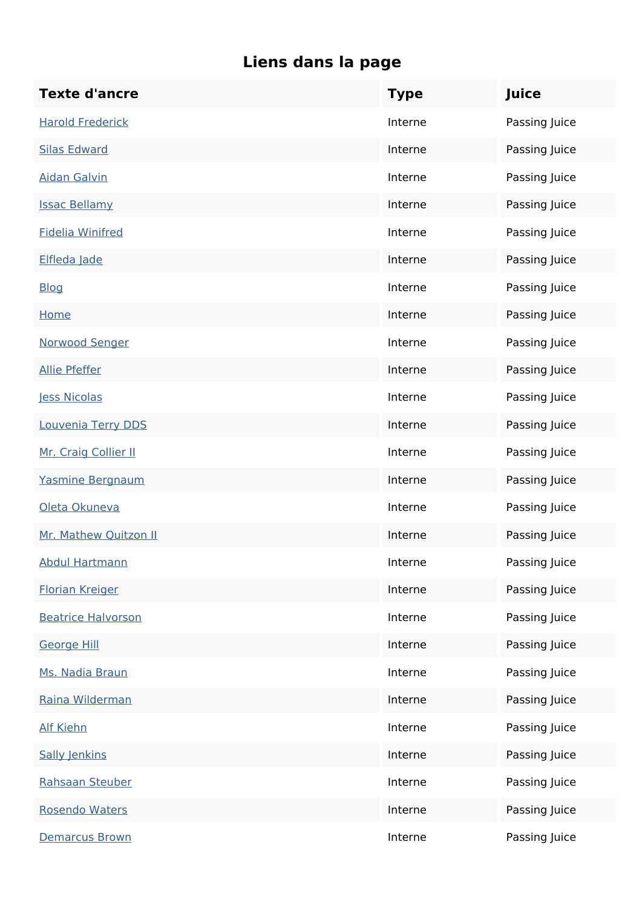## Liens dans la page

| Texte d'ancre | Type | Juice |
|---|---|---|
| Harold Frederick | Interne | Passing Juice |
| Silas Edward | Interne | Passing Juice |
| Aidan Galvin | Interne | Passing Juice |
| Issac Bellamy | Interne | Passing Juice |
| Fidelia Winifred | Interne | Passing Juice |
| Elfleda Jade | Interne | Passing Juice |
| Blog | Interne | Passing Juice |
| Home | Interne | Passing Juice |
| Norwood Senger | Interne | Passing Juice |
| Allie Pfeffer | Interne | Passing Juice |
| Jess Nicolas | Interne | Passing Juice |
| Louvenia Terry DDS | Interne | Passing Juice |
| Mr. Craig Collier II | Interne | Passing Juice |
| Yasmine Bergnaum | Interne | Passing Juice |
| Oleta Okuneva | Interne | Passing Juice |
| Mr. Mathew Quitzon II | Interne | Passing Juice |
| Abdul Hartmann | Interne | Passing Juice |
| Florian Kreiger | Interne | Passing Juice |
| Beatrice Halvorson | Interne | Passing Juice |
| George Hill | Interne | Passing Juice |
| Ms. Nadia Braun | Interne | Passing Juice |
| Raina Wilderman | Interne | Passing Juice |
| Alf Kiehn | Interne | Passing Juice |
| Sally Jenkins | Interne | Passing Juice |
| Rahsaan Steuber | Interne | Passing Juice |
| Rosendo Waters | Interne | Passing Juice |
| Demarcus Brown | Interne | Passing Juice |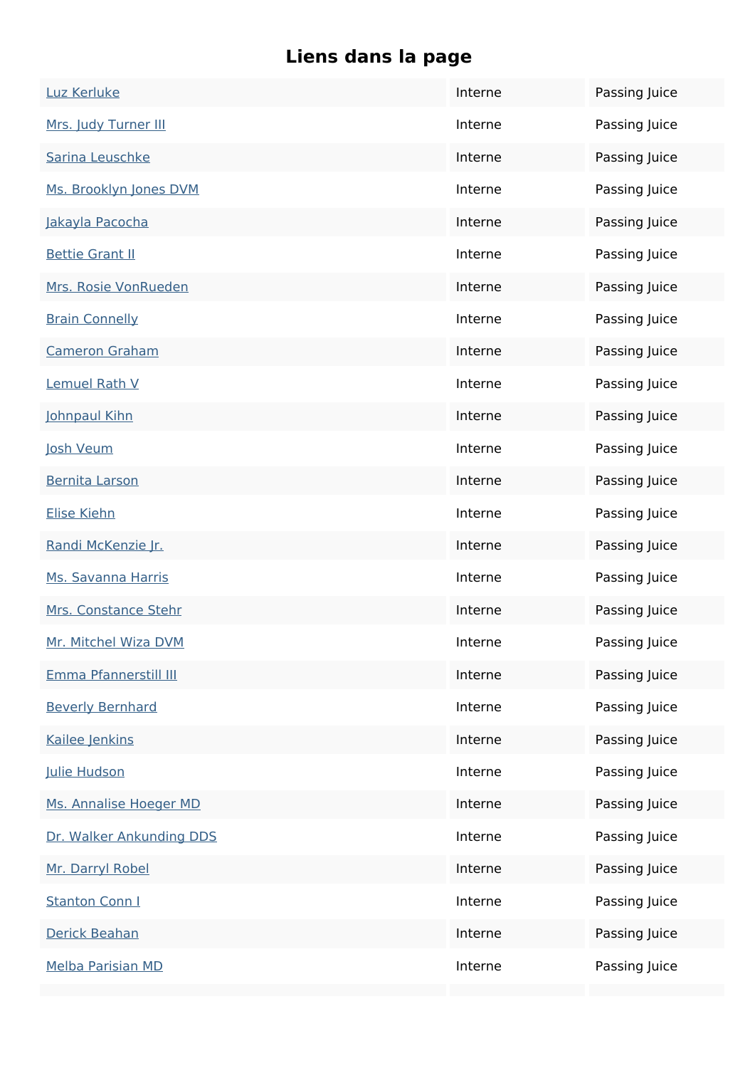# Liens dans la page

| | | |
|---|---|---|
| Luz Kerluke | Interne | Passing Juice |
| Mrs. Judy Turner III | Interne | Passing Juice |
| Sarina Leuschke | Interne | Passing Juice |
| Ms. Brooklyn Jones DVM | Interne | Passing Juice |
| Jakayla Pacocha | Interne | Passing Juice |
| Bettie Grant II | Interne | Passing Juice |
| Mrs. Rosie VonRueden | Interne | Passing Juice |
| Brain Connelly | Interne | Passing Juice |
| Cameron Graham | Interne | Passing Juice |
| Lemuel Rath V | Interne | Passing Juice |
| Johnpaul Kihn | Interne | Passing Juice |
| Josh Veum | Interne | Passing Juice |
| Bernita Larson | Interne | Passing Juice |
| Elise Kiehn | Interne | Passing Juice |
| Randi McKenzie Jr. | Interne | Passing Juice |
| Ms. Savanna Harris | Interne | Passing Juice |
| Mrs. Constance Stehr | Interne | Passing Juice |
| Mr. Mitchel Wiza DVM | Interne | Passing Juice |
| Emma Pfannerstill III | Interne | Passing Juice |
| Beverly Bernhard | Interne | Passing Juice |
| Kailee Jenkins | Interne | Passing Juice |
| Julie Hudson | Interne | Passing Juice |
| Ms. Annalise Hoeger MD | Interne | Passing Juice |
| Dr. Walker Ankunding DDS | Interne | Passing Juice |
| Mr. Darryl Robel | Interne | Passing Juice |
| Stanton Conn I | Interne | Passing Juice |
| Derick Beahan | Interne | Passing Juice |
| Melba Parisian MD | Interne | Passing Juice |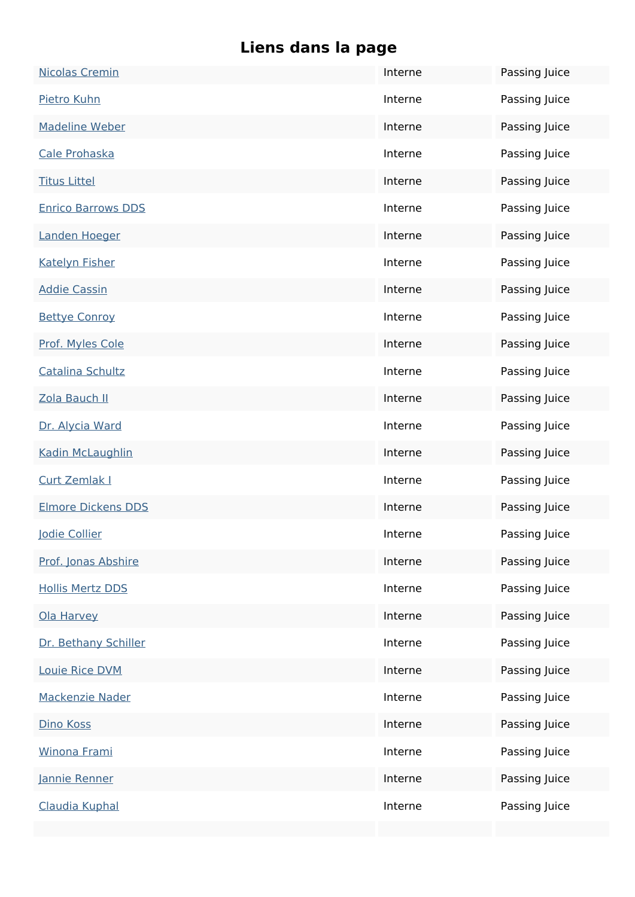## Liens dans la page

| | | |
|---|---|---|
| Nicolas Cremin | Interne | Passing Juice |
| Pietro Kuhn | Interne | Passing Juice |
| Madeline Weber | Interne | Passing Juice |
| Cale Prohaska | Interne | Passing Juice |
| Titus Littel | Interne | Passing Juice |
| Enrico Barrows DDS | Interne | Passing Juice |
| Landen Hoeger | Interne | Passing Juice |
| Katelyn Fisher | Interne | Passing Juice |
| Addie Cassin | Interne | Passing Juice |
| Bettye Conroy | Interne | Passing Juice |
| Prof. Myles Cole | Interne | Passing Juice |
| Catalina Schultz | Interne | Passing Juice |
| Zola Bauch II | Interne | Passing Juice |
| Dr. Alycia Ward | Interne | Passing Juice |
| Kadin McLaughlin | Interne | Passing Juice |
| Curt Zemlak I | Interne | Passing Juice |
| Elmore Dickens DDS | Interne | Passing Juice |
| Jodie Collier | Interne | Passing Juice |
| Prof. Jonas Abshire | Interne | Passing Juice |
| Hollis Mertz DDS | Interne | Passing Juice |
| Ola Harvey | Interne | Passing Juice |
| Dr. Bethany Schiller | Interne | Passing Juice |
| Louie Rice DVM | Interne | Passing Juice |
| Mackenzie Nader | Interne | Passing Juice |
| Dino Koss | Interne | Passing Juice |
| Winona Frami | Interne | Passing Juice |
| Jannie Renner | Interne | Passing Juice |
| Claudia Kuphal | Interne | Passing Juice |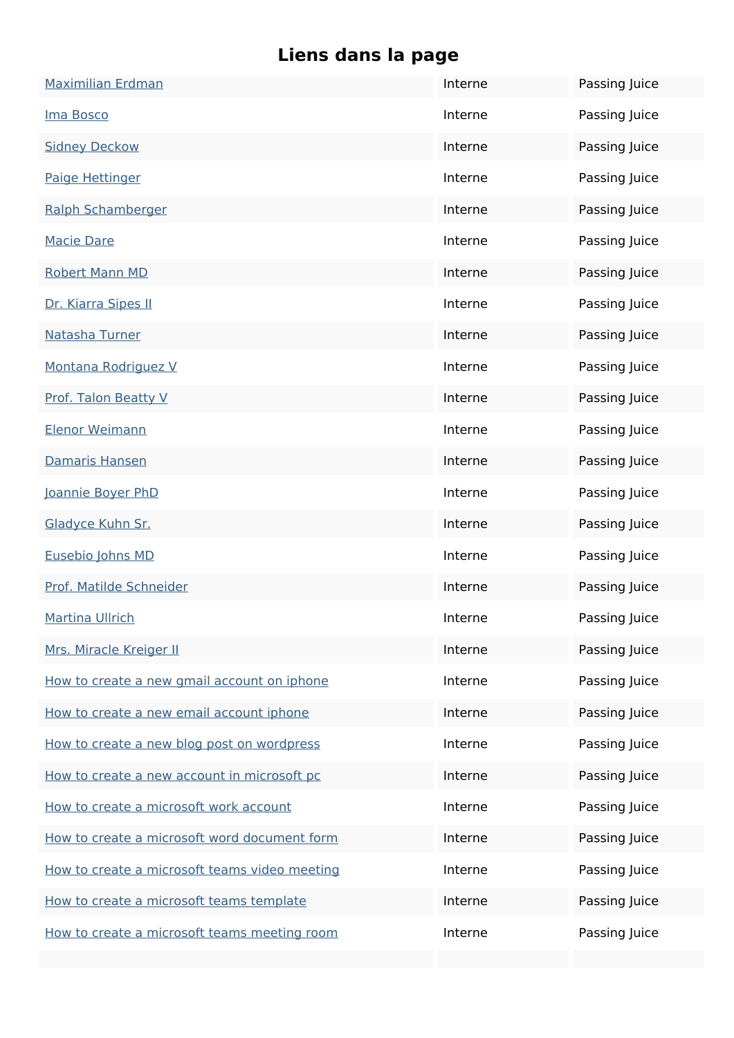## Liens dans la page

| | | |
|---|---|---|
| Maximilian Erdman | Interne | Passing Juice |
| Ima Bosco | Interne | Passing Juice |
| Sidney Deckow | Interne | Passing Juice |
| Paige Hettinger | Interne | Passing Juice |
| Ralph Schamberger | Interne | Passing Juice |
| Macie Dare | Interne | Passing Juice |
| Robert Mann MD | Interne | Passing Juice |
| Dr. Kiarra Sipes II | Interne | Passing Juice |
| Natasha Turner | Interne | Passing Juice |
| Montana Rodriguez V | Interne | Passing Juice |
| Prof. Talon Beatty V | Interne | Passing Juice |
| Elenor Weimann | Interne | Passing Juice |
| Damaris Hansen | Interne | Passing Juice |
| Joannie Boyer PhD | Interne | Passing Juice |
| Gladyce Kuhn Sr. | Interne | Passing Juice |
| Eusebio Johns MD | Interne | Passing Juice |
| Prof. Matilde Schneider | Interne | Passing Juice |
| Martina Ullrich | Interne | Passing Juice |
| Mrs. Miracle Kreiger II | Interne | Passing Juice |
| How to create a new gmail account on iphone | Interne | Passing Juice |
| How to create a new email account iphone | Interne | Passing Juice |
| How to create a new blog post on wordpress | Interne | Passing Juice |
| How to create a new account in microsoft pc | Interne | Passing Juice |
| How to create a microsoft work account | Interne | Passing Juice |
| How to create a microsoft word document form | Interne | Passing Juice |
| How to create a microsoft teams video meeting | Interne | Passing Juice |
| How to create a microsoft teams template | Interne | Passing Juice |
| How to create a microsoft teams meeting room | Interne | Passing Juice |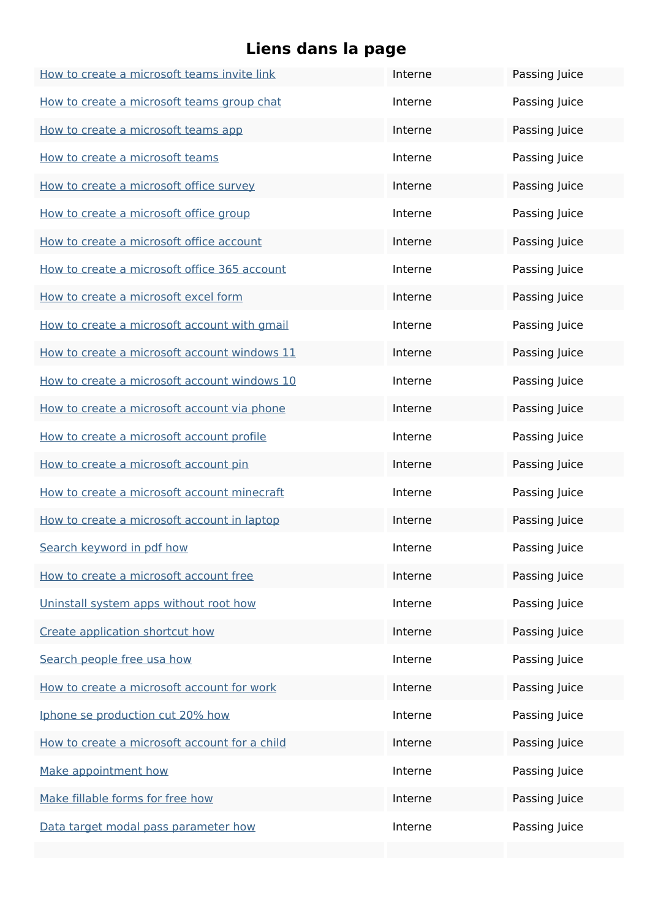# Liens dans la page

| | | |
|---|---|---|
| How to create a microsoft teams invite link | Interne | Passing Juice |
| How to create a microsoft teams group chat | Interne | Passing Juice |
| How to create a microsoft teams app | Interne | Passing Juice |
| How to create a microsoft teams | Interne | Passing Juice |
| How to create a microsoft office survey | Interne | Passing Juice |
| How to create a microsoft office group | Interne | Passing Juice |
| How to create a microsoft office account | Interne | Passing Juice |
| How to create a microsoft office 365 account | Interne | Passing Juice |
| How to create a microsoft excel form | Interne | Passing Juice |
| How to create a microsoft account with gmail | Interne | Passing Juice |
| How to create a microsoft account windows 11 | Interne | Passing Juice |
| How to create a microsoft account windows 10 | Interne | Passing Juice |
| How to create a microsoft account via phone | Interne | Passing Juice |
| How to create a microsoft account profile | Interne | Passing Juice |
| How to create a microsoft account pin | Interne | Passing Juice |
| How to create a microsoft account minecraft | Interne | Passing Juice |
| How to create a microsoft account in laptop | Interne | Passing Juice |
| Search keyword in pdf how | Interne | Passing Juice |
| How to create a microsoft account free | Interne | Passing Juice |
| Uninstall system apps without root how | Interne | Passing Juice |
| Create application shortcut how | Interne | Passing Juice |
| Search people free usa how | Interne | Passing Juice |
| How to create a microsoft account for work | Interne | Passing Juice |
| Iphone se production cut 20% how | Interne | Passing Juice |
| How to create a microsoft account for a child | Interne | Passing Juice |
| Make appointment how | Interne | Passing Juice |
| Make fillable forms for free how | Interne | Passing Juice |
| Data target modal pass parameter how | Interne | Passing Juice |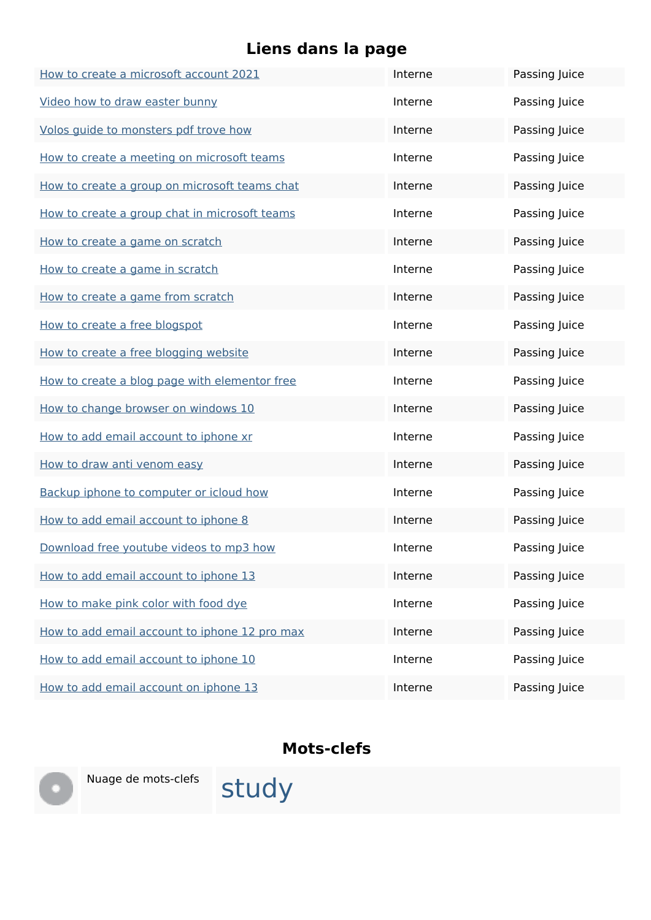## Liens dans la page

| | | |
|---|---|---|
| How to create a microsoft account 2021 | Interne | Passing Juice |
| Video how to draw easter bunny | Interne | Passing Juice |
| Volos guide to monsters pdf trove how | Interne | Passing Juice |
| How to create a meeting on microsoft teams | Interne | Passing Juice |
| How to create a group on microsoft teams chat | Interne | Passing Juice |
| How to create a group chat in microsoft teams | Interne | Passing Juice |
| How to create a game on scratch | Interne | Passing Juice |
| How to create a game in scratch | Interne | Passing Juice |
| How to create a game from scratch | Interne | Passing Juice |
| How to create a free blogspot | Interne | Passing Juice |
| How to create a free blogging website | Interne | Passing Juice |
| How to create a blog page with elementor free | Interne | Passing Juice |
| How to change browser on windows 10 | Interne | Passing Juice |
| How to add email account to iphone xr | Interne | Passing Juice |
| How to draw anti venom easy | Interne | Passing Juice |
| Backup iphone to computer or icloud how | Interne | Passing Juice |
| How to add email account to iphone 8 | Interne | Passing Juice |
| Download free youtube videos to mp3 how | Interne | Passing Juice |
| How to add email account to iphone 13 | Interne | Passing Juice |
| How to make pink color with food dye | Interne | Passing Juice |
| How to add email account to iphone 12 pro max | Interne | Passing Juice |
| How to add email account to iphone 10 | Interne | Passing Juice |
| How to add email account on iphone 13 | Interne | Passing Juice |

## Mots-clefs

| | |
|---|---|
| Nuage de mots-clefs | study |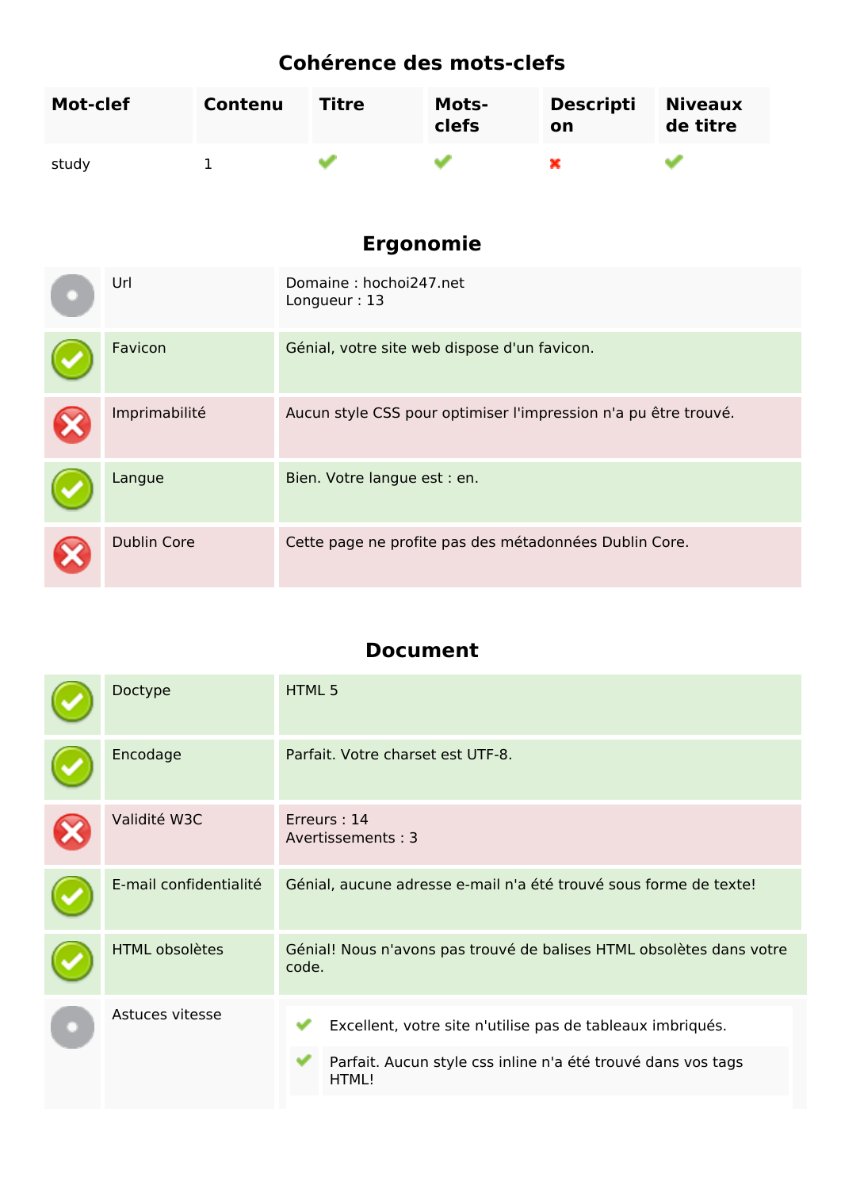## Cohérence des mots-clefs

| Mot-clef | Contenu | Titre | Mots-clefs | Description | Niveaux de titre |
|---|---|---|---|---|---|
| study | 1 | ✔ | ✔ | ✖ | ✔ |

## Ergonomie

| | | |
|---|---|---|
| | Url | Domaine : hochoi247.net<br>Longueur : 13 |
| ✔ | Favicon | Génial, votre site web dispose d'un favicon. |
| ✖ | Imprimabilité | Aucun style CSS pour optimiser l'impression n'a pu être trouvé. |
| ✔ | Langue | Bien. Votre langue est : en. |
| ✖ | Dublin Core | Cette page ne profite pas des métadonnées Dublin Core. |

## Document

| | | |
|---|---|---|
| ✔ | Doctype | HTML 5 |
| ✔ | Encodage | Parfait. Votre charset est UTF-8. |
| ✖ | Validité W3C | Erreurs : 14<br>Avertissements : 3 |
| ✔ | E-mail confidentialité | Génial, aucune adresse e-mail n'a été trouvé sous forme de texte! |
| ✔ | HTML obsolètes | Génial! Nous n'avons pas trouvé de balises HTML obsolètes dans votre code. |
| | Astuces vitesse | ✔ Excellent, votre site n'utilise pas de tableaux imbriqués.<br>✔ Parfait. Aucun style css inline n'a été trouvé dans vos tags HTML! |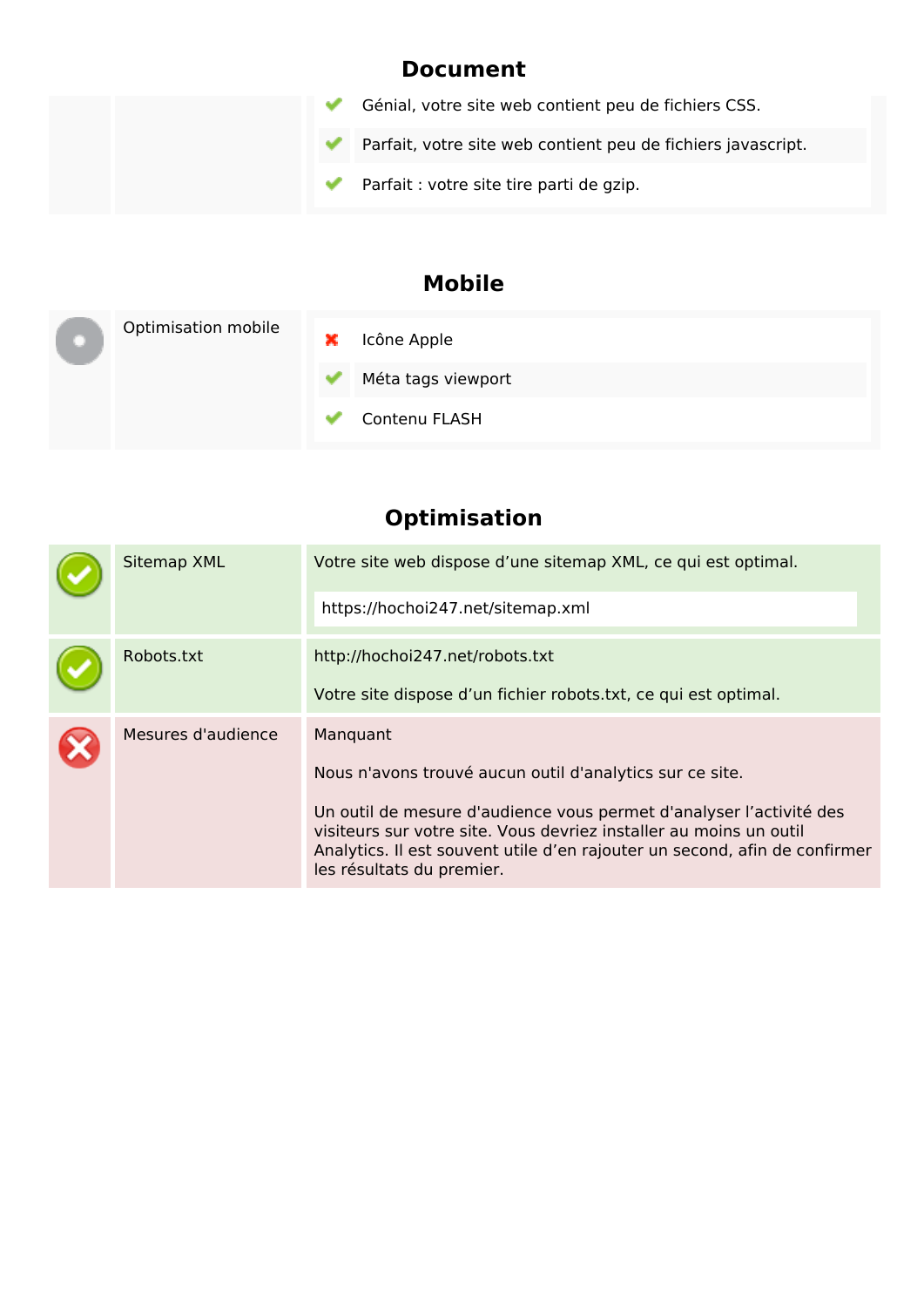## Document

| | | |
|---|---|---|
| | | ✔ Génial, votre site web contient peu de fichiers CSS.<br>✔ Parfait, votre site web contient peu de fichiers javascript.<br>✔ Parfait : votre site tire parti de gzip. |

## Mobile

| | | |
|---|---|---|
| | Optimisation mobile | ✖ Icône Apple<br>✔ Méta tags viewport<br>✔ Contenu FLASH |

## Optimisation

| | | |
|---|---|---|
| ✔ | Sitemap XML | Votre site web dispose d'une sitemap XML, ce qui est optimal.<br><br>https://hochoi247.net/sitemap.xml |
| ✔ | Robots.txt | http://hochoi247.net/robots.txt<br><br>Votre site dispose d'un fichier robots.txt, ce qui est optimal. |
| ✖ | Mesures d'audience | Manquant<br><br>Nous n'avons trouvé aucun outil d'analytics sur ce site.<br><br>Un outil de mesure d'audience vous permet d'analyser l'activité des visiteurs sur votre site. Vous devriez installer au moins un outil Analytics. Il est souvent utile d'en rajouter un second, afin de confirmer les résultats du premier. |